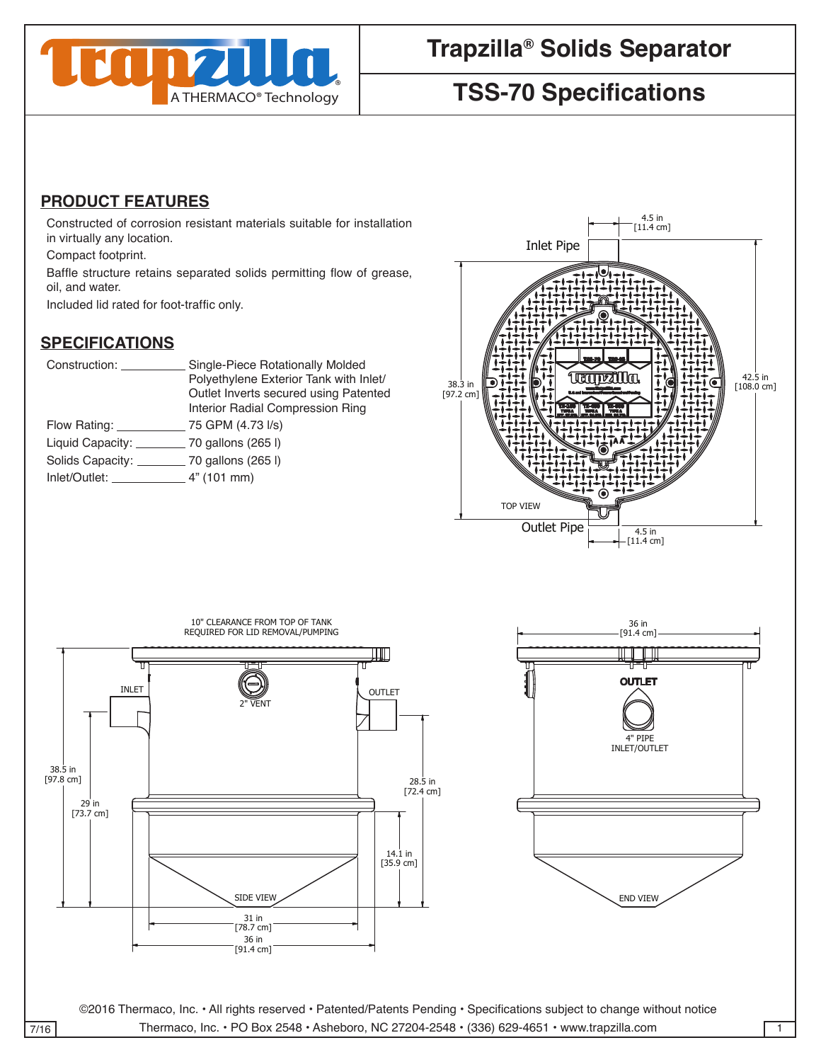# Trapzilla® Solids Separator

## TSS-70 Specifications

## PRODUCT FEATURES

Constructed of corrosion resistant materials suitable for installation in virtually any location.

Compact footprint.

Baffle structure retains separated solids permitting flow of grease, oil, and water.

Included lid rated for foot-traffic only.

## SPECIFICATIONS

| | |
|---|---|
| Construction: | Single-Piece Rotationally Molded Polyethylene Exterior Tank with Inlet/Outlet Inverts secured using Patented Interior Radial Compression Ring |
| Flow Rating: | 75 GPM (4.73 l/s) |
| Liquid Capacity: | 70 gallons (265 l) |
| Solids Capacity: | 70 gallons (265 l) |
| Inlet/Outlet: | 4" (101 mm) |

TOP VIEW: Inlet Pipe; Outlet Pipe; 4.5 in [11.4 cm]; 38.3 in [97.2 cm]; 42.5 in [108.0 cm]

SIDE VIEW: 10" CLEARANCE FROM TOP OF TANK REQUIRED FOR LID REMOVAL/PUMPING; INLET; OUTLET; 2" VENT; 38.5 in [97.8 cm]; 29 in [73.7 cm]; 28.5 in [72.4 cm]; 14.1 in [35.9 cm]; 31 in [78.7 cm]; 36 in [91.4 cm]

END VIEW: 36 in [91.4 cm]; OUTLET; 4" PIPE INLET/OUTLET

©2016 Thermaco, Inc. • All rights reserved • Patented/Patents Pending • Specifications subject to change without notice

Thermaco, Inc. • PO Box 2548 • Asheboro, NC 27204-2548 • (336) 629-4651 • www.trapzilla.com

7/16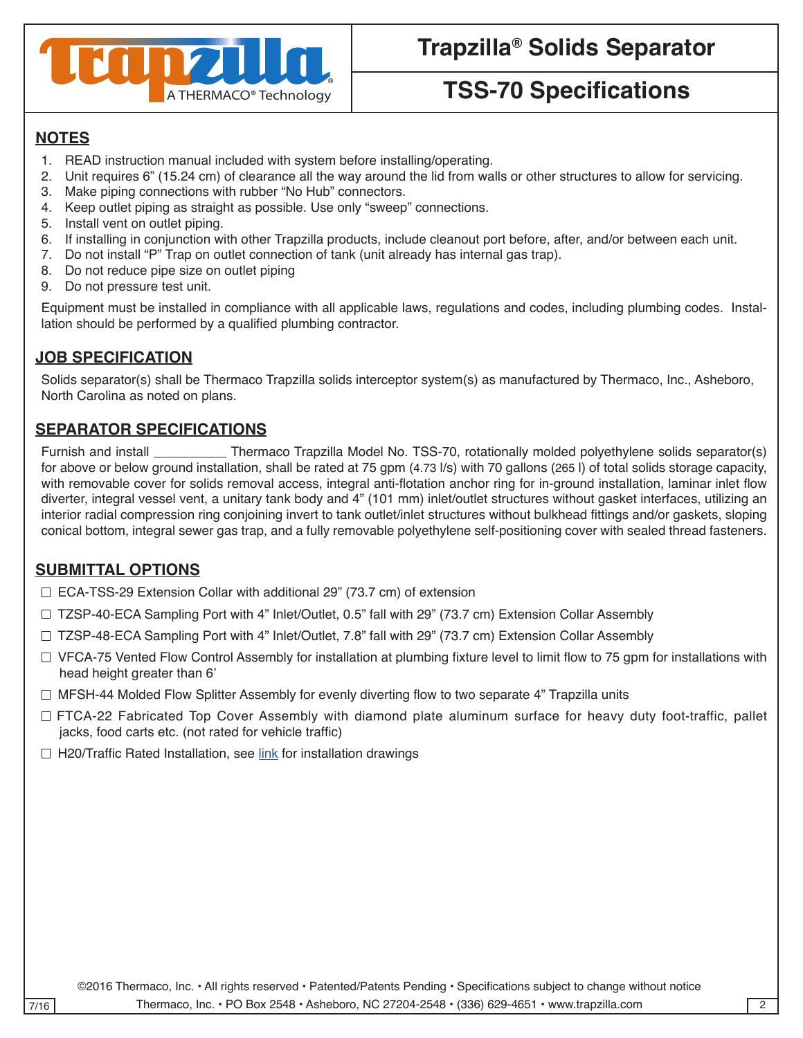# Trapzilla® Solids Separator

## TSS-70 Specifications

### NOTES

1. READ instruction manual included with system before installing/operating.
2. Unit requires 6" (15.24 cm) of clearance all the way around the lid from walls or other structures to allow for servicing.
3. Make piping connections with rubber "No Hub" connectors.
4. Keep outlet piping as straight as possible. Use only "sweep" connections.
5. Install vent on outlet piping.
6. If installing in conjunction with other Trapzilla products, include cleanout port before, after, and/or between each unit.
7. Do not install "P" Trap on outlet connection of tank (unit already has internal gas trap).
8. Do not reduce pipe size on outlet piping
9. Do not pressure test unit.

Equipment must be installed in compliance with all applicable laws, regulations and codes, including plumbing codes. Installation should be performed by a qualified plumbing contractor.

### JOB SPECIFICATION

Solids separator(s) shall be Thermaco Trapzilla solids interceptor system(s) as manufactured by Thermaco, Inc., Asheboro, North Carolina as noted on plans.

### SEPARATOR SPECIFICATIONS

Furnish and install __________ Thermaco Trapzilla Model No. TSS-70, rotationally molded polyethylene solids separator(s) for above or below ground installation, shall be rated at 75 gpm (4.73 l/s) with 70 gallons (265 l) of total solids storage capacity, with removable cover for solids removal access, integral anti-flotation anchor ring for in-ground installation, laminar inlet flow diverter, integral vessel vent, a unitary tank body and 4" (101 mm) inlet/outlet structures without gasket interfaces, utilizing an interior radial compression ring conjoining invert to tank outlet/inlet structures without bulkhead fittings and/or gaskets, sloping conical bottom, integral sewer gas trap, and a fully removable polyethylene self-positioning cover with sealed thread fasteners.

### SUBMITTAL OPTIONS

- ☐ ECA-TSS-29 Extension Collar with additional 29" (73.7 cm) of extension
- ☐ TZSP-40-ECA Sampling Port with 4" Inlet/Outlet, 0.5" fall with 29" (73.7 cm) Extension Collar Assembly
- ☐ TZSP-48-ECA Sampling Port with 4" Inlet/Outlet, 7.8" fall with 29" (73.7 cm) Extension Collar Assembly
- ☐ VFCA-75 Vented Flow Control Assembly for installation at plumbing fixture level to limit flow to 75 gpm for installations with head height greater than 6'
- ☐ MFSH-44 Molded Flow Splitter Assembly for evenly diverting flow to two separate 4" Trapzilla units
- ☐ FTCA-22 Fabricated Top Cover Assembly with diamond plate aluminum surface for heavy duty foot-traffic, pallet jacks, food carts etc. (not rated for vehicle traffic)
- ☐ H20/Traffic Rated Installation, see link for installation drawings

©2016 Thermaco, Inc. • All rights reserved • Patented/Patents Pending • Specifications subject to change without notice

Thermaco, Inc. • PO Box 2548 • Asheboro, NC 27204-2548 • (336) 629-4651 • www.trapzilla.com